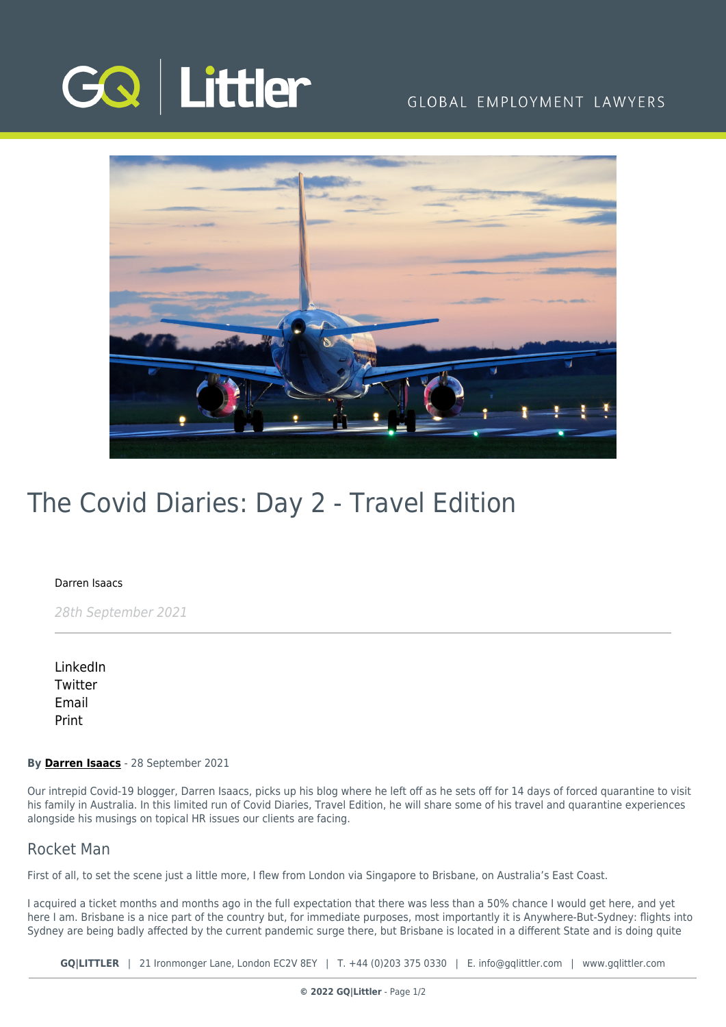# The Covid Diaries: Day 2 - Travel Edition

Darren Isaacs

*28th September 2021*

LinkedIn
Twitter
Email
Print

**By Darren Isaacs** - 28 September 2021

Our intrepid Covid-19 blogger, Darren Isaacs, picks up his blog where he left off as he sets off for 14 days of forced quarantine to visit his family in Australia. In this limited run of Covid Diaries, Travel Edition, he will share some of his travel and quarantine experiences alongside his musings on topical HR issues our clients are facing.

## Rocket Man

First of all, to set the scene just a little more, I flew from London via Singapore to Brisbane, on Australia's East Coast.

I acquired a ticket months and months ago in the full expectation that there was less than a 50% chance I would get here, and yet here I am. Brisbane is a nice part of the country but, for immediate purposes, most importantly it is Anywhere-But-Sydney: flights into Sydney are being badly affected by the current pandemic surge there, but Brisbane is located in a different State and is doing quite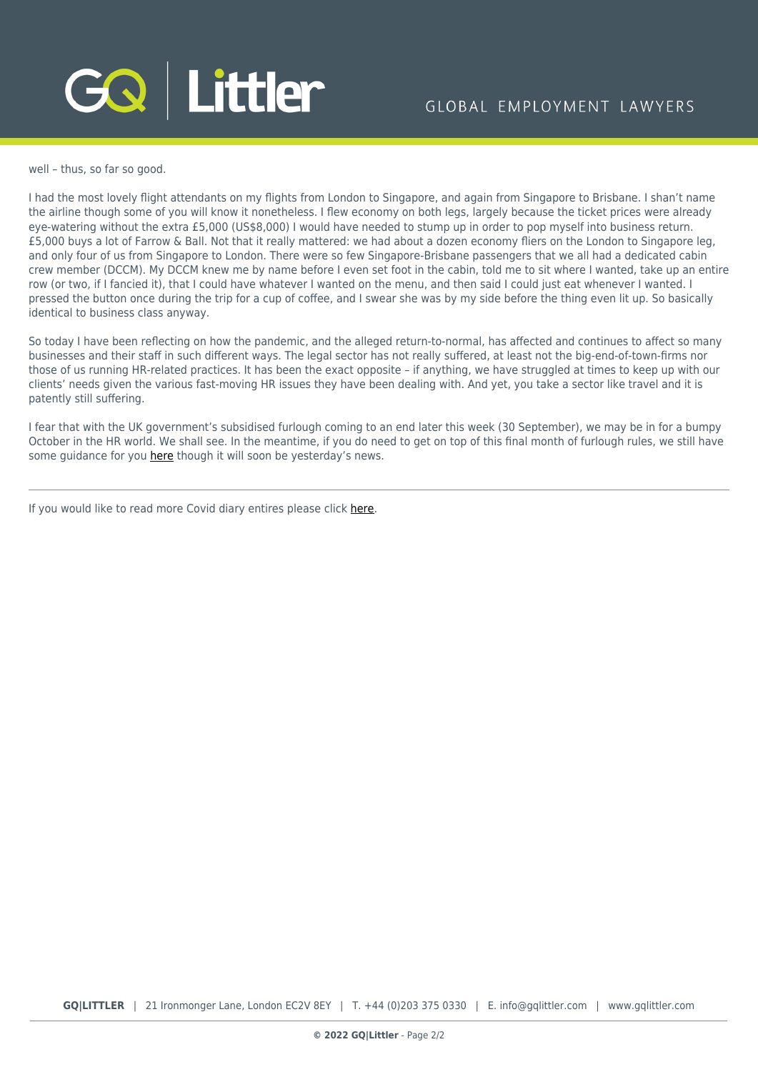well – thus, so far so good.

I had the most lovely flight attendants on my flights from London to Singapore, and again from Singapore to Brisbane. I shan't name the airline though some of you will know it nonetheless. I flew economy on both legs, largely because the ticket prices were already eye-watering without the extra £5,000 (US$8,000) I would have needed to stump up in order to pop myself into business return. £5,000 buys a lot of Farrow & Ball. Not that it really mattered: we had about a dozen economy fliers on the London to Singapore leg, and only four of us from Singapore to London. There were so few Singapore-Brisbane passengers that we all had a dedicated cabin crew member (DCCM). My DCCM knew me by name before I even set foot in the cabin, told me to sit where I wanted, take up an entire row (or two, if I fancied it), that I could have whatever I wanted on the menu, and then said I could just eat whenever I wanted. I pressed the button once during the trip for a cup of coffee, and I swear she was by my side before the thing even lit up. So basically identical to business class anyway.

So today I have been reflecting on how the pandemic, and the alleged return-to-normal, has affected and continues to affect so many businesses and their staff in such different ways. The legal sector has not really suffered, at least not the big-end-of-town-firms nor those of us running HR-related practices. It has been the exact opposite – if anything, we have struggled at times to keep up with our clients' needs given the various fast-moving HR issues they have been dealing with. And yet, you take a sector like travel and it is patently still suffering.

I fear that with the UK government's subsidised furlough coming to an end later this week (30 September), we may be in for a bumpy October in the HR world. We shall see. In the meantime, if you do need to get on top of this final month of furlough rules, we still have some guidance for you here though it will soon be yesterday's news.

---

If you would like to read more Covid diary entires please click here.